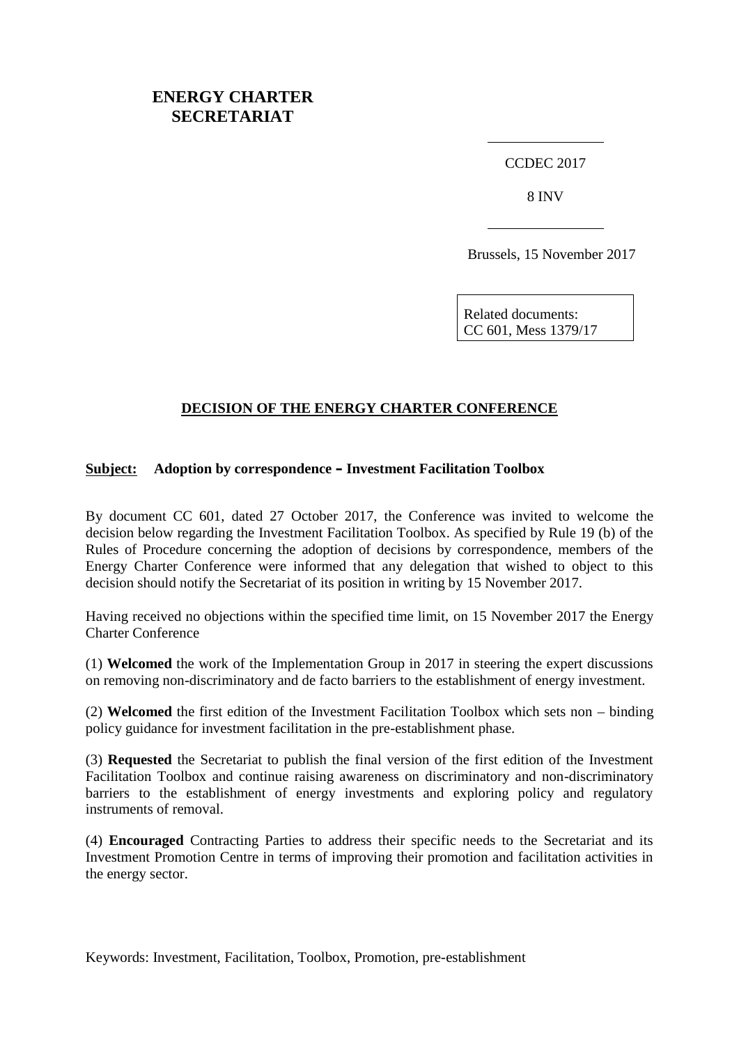**ENERGY CHARTER SECRETARIAT**

CCDEC 2017

8 INV

Brussels, 15 November 2017

Related documents:
CC 601, Mess 1379/17

## DECISION OF THE ENERGY CHARTER CONFERENCE

**Subject: Adoption by correspondence – Investment Facilitation Toolbox**

By document CC 601, dated 27 October 2017, the Conference was invited to welcome the decision below regarding the Investment Facilitation Toolbox. As specified by Rule 19 (b) of the Rules of Procedure concerning the adoption of decisions by correspondence, members of the Energy Charter Conference were informed that any delegation that wished to object to this decision should notify the Secretariat of its position in writing by 15 November 2017.

Having received no objections within the specified time limit, on 15 November 2017 the Energy Charter Conference

(1) **Welcomed** the work of the Implementation Group in 2017 in steering the expert discussions on removing non-discriminatory and de facto barriers to the establishment of energy investment.

(2) **Welcomed** the first edition of the Investment Facilitation Toolbox which sets non – binding policy guidance for investment facilitation in the pre-establishment phase.

(3) **Requested** the Secretariat to publish the final version of the first edition of the Investment Facilitation Toolbox and continue raising awareness on discriminatory and non-discriminatory barriers to the establishment of energy investments and exploring policy and regulatory instruments of removal.

(4) **Encouraged** Contracting Parties to address their specific needs to the Secretariat and its Investment Promotion Centre in terms of improving their promotion and facilitation activities in the energy sector.

Keywords: Investment, Facilitation, Toolbox, Promotion, pre-establishment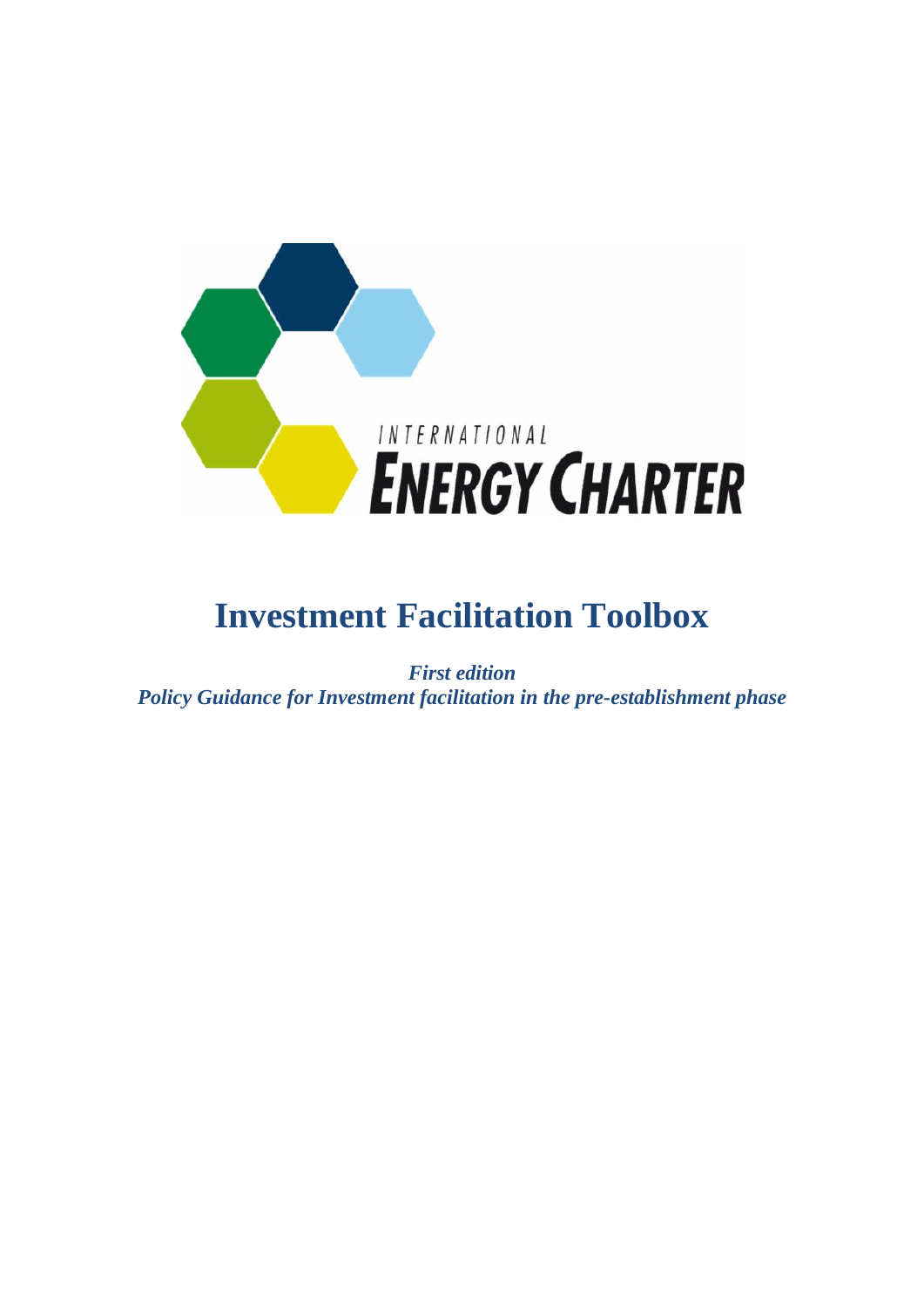# Investment Facilitation Toolbox

*First edition*
*Policy Guidance for Investment facilitation in the pre-establishment phase*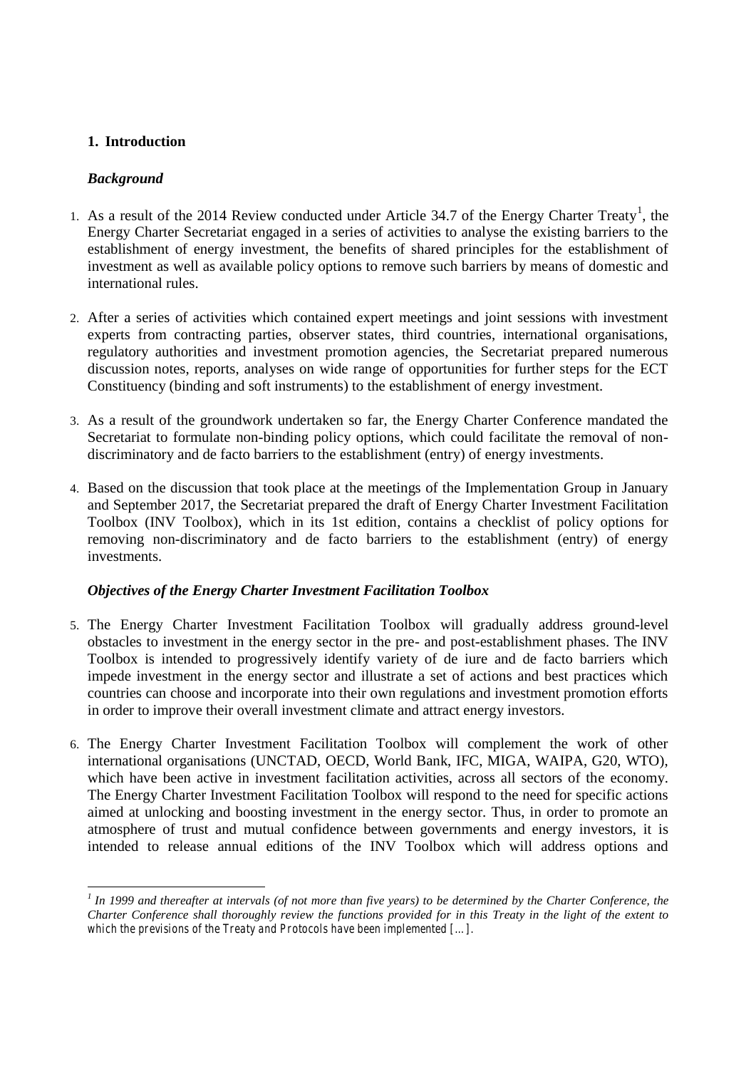## 1. Introduction

### *Background*

1. As a result of the 2014 Review conducted under Article 34.7 of the Energy Charter Treaty[1], the Energy Charter Secretariat engaged in a series of activities to analyse the existing barriers to the establishment of energy investment, the benefits of shared principles for the establishment of investment as well as available policy options to remove such barriers by means of domestic and international rules.

2. After a series of activities which contained expert meetings and joint sessions with investment experts from contracting parties, observer states, third countries, international organisations, regulatory authorities and investment promotion agencies, the Secretariat prepared numerous discussion notes, reports, analyses on wide range of opportunities for further steps for the ECT Constituency (binding and soft instruments) to the establishment of energy investment.

3. As a result of the groundwork undertaken so far, the Energy Charter Conference mandated the Secretariat to formulate non-binding policy options, which could facilitate the removal of non-discriminatory and de facto barriers to the establishment (entry) of energy investments.

4. Based on the discussion that took place at the meetings of the Implementation Group in January and September 2017, the Secretariat prepared the draft of Energy Charter Investment Facilitation Toolbox (INV Toolbox), which in its 1st edition, contains a checklist of policy options for removing non-discriminatory and de facto barriers to the establishment (entry) of energy investments.

### *Objectives of the Energy Charter Investment Facilitation Toolbox*

5. The Energy Charter Investment Facilitation Toolbox will gradually address ground-level obstacles to investment in the energy sector in the pre- and post-establishment phases. The INV Toolbox is intended to progressively identify variety of de iure and de facto barriers which impede investment in the energy sector and illustrate a set of actions and best practices which countries can choose and incorporate into their own regulations and investment promotion efforts in order to improve their overall investment climate and attract energy investors.

6. The Energy Charter Investment Facilitation Toolbox will complement the work of other international organisations (UNCTAD, OECD, World Bank, IFC, MIGA, WAIPA, G20, WTO), which have been active in investment facilitation activities, across all sectors of the economy. The Energy Charter Investment Facilitation Toolbox will respond to the need for specific actions aimed at unlocking and boosting investment in the energy sector. Thus, in order to promote an atmosphere of trust and mutual confidence between governments and energy investors, it is intended to release annual editions of the INV Toolbox which will address options and

---

[1] *In 1999 and thereafter at intervals (of not more than five years) to be determined by the Charter Conference, the Charter Conference shall thoroughly review the functions provided for in this Treaty in the light of the extent to which the previsions of the Treaty and Protocols have been implemented […].*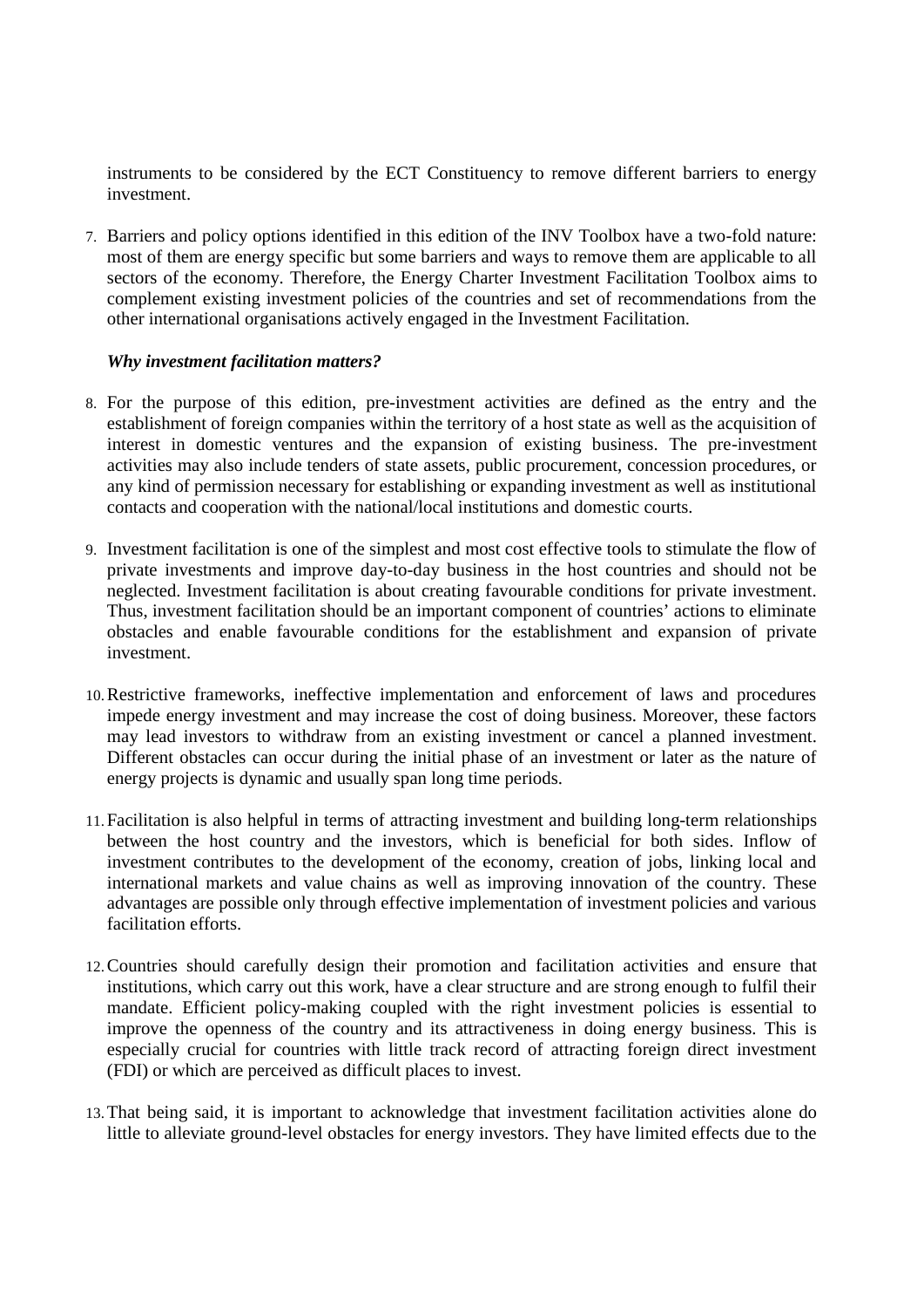instruments to be considered by the ECT Constituency to remove different barriers to energy investment.

7. Barriers and policy options identified in this edition of the INV Toolbox have a two-fold nature: most of them are energy specific but some barriers and ways to remove them are applicable to all sectors of the economy. Therefore, the Energy Charter Investment Facilitation Toolbox aims to complement existing investment policies of the countries and set of recommendations from the other international organisations actively engaged in the Investment Facilitation.

***Why investment facilitation matters?***

8. For the purpose of this edition, pre-investment activities are defined as the entry and the establishment of foreign companies within the territory of a host state as well as the acquisition of interest in domestic ventures and the expansion of existing business. The pre-investment activities may also include tenders of state assets, public procurement, concession procedures, or any kind of permission necessary for establishing or expanding investment as well as institutional contacts and cooperation with the national/local institutions and domestic courts.

9. Investment facilitation is one of the simplest and most cost effective tools to stimulate the flow of private investments and improve day-to-day business in the host countries and should not be neglected. Investment facilitation is about creating favourable conditions for private investment. Thus, investment facilitation should be an important component of countries' actions to eliminate obstacles and enable favourable conditions for the establishment and expansion of private investment.

10. Restrictive frameworks, ineffective implementation and enforcement of laws and procedures impede energy investment and may increase the cost of doing business. Moreover, these factors may lead investors to withdraw from an existing investment or cancel a planned investment. Different obstacles can occur during the initial phase of an investment or later as the nature of energy projects is dynamic and usually span long time periods.

11. Facilitation is also helpful in terms of attracting investment and building long-term relationships between the host country and the investors, which is beneficial for both sides. Inflow of investment contributes to the development of the economy, creation of jobs, linking local and international markets and value chains as well as improving innovation of the country. These advantages are possible only through effective implementation of investment policies and various facilitation efforts.

12. Countries should carefully design their promotion and facilitation activities and ensure that institutions, which carry out this work, have a clear structure and are strong enough to fulfil their mandate. Efficient policy-making coupled with the right investment policies is essential to improve the openness of the country and its attractiveness in doing energy business. This is especially crucial for countries with little track record of attracting foreign direct investment (FDI) or which are perceived as difficult places to invest.

13. That being said, it is important to acknowledge that investment facilitation activities alone do little to alleviate ground-level obstacles for energy investors. They have limited effects due to the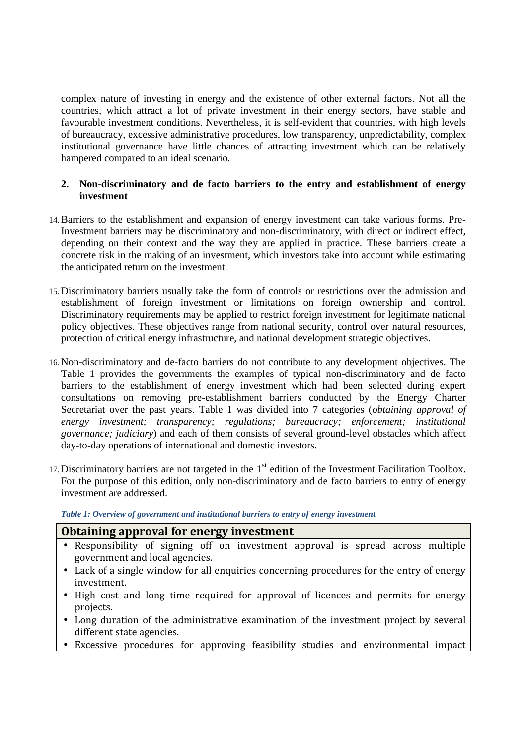complex nature of investing in energy and the existence of other external factors. Not all the countries, which attract a lot of private investment in their energy sectors, have stable and favourable investment conditions. Nevertheless, it is self-evident that countries, with high levels of bureaucracy, excessive administrative procedures, low transparency, unpredictability, complex institutional governance have little chances of attracting investment which can be relatively hampered compared to an ideal scenario.

## 2. Non-discriminatory and de facto barriers to the entry and establishment of energy investment

14. Barriers to the establishment and expansion of energy investment can take various forms. Pre-Investment barriers may be discriminatory and non-discriminatory, with direct or indirect effect, depending on their context and the way they are applied in practice. These barriers create a concrete risk in the making of an investment, which investors take into account while estimating the anticipated return on the investment.

15. Discriminatory barriers usually take the form of controls or restrictions over the admission and establishment of foreign investment or limitations on foreign ownership and control. Discriminatory requirements may be applied to restrict foreign investment for legitimate national policy objectives. These objectives range from national security, control over natural resources, protection of critical energy infrastructure, and national development strategic objectives.

16. Non-discriminatory and de-facto barriers do not contribute to any development objectives. The Table 1 provides the governments the examples of typical non-discriminatory and de facto barriers to the establishment of energy investment which had been selected during expert consultations on removing pre-establishment barriers conducted by the Energy Charter Secretariat over the past years. Table 1 was divided into 7 categories (*obtaining approval of energy investment; transparency; regulations; bureaucracy; enforcement; institutional governance; judiciary*) and each of them consists of several ground-level obstacles which affect day-to-day operations of international and domestic investors.

17. Discriminatory barriers are not targeted in the 1st edition of the Investment Facilitation Toolbox. For the purpose of this edition, only non-discriminatory and de facto barriers to entry of energy investment are addressed.

***Table 1: Overview of government and institutional barriers to entry of energy investment***

| **Obtaining approval for energy investment** |
|---|
| • Responsibility of signing off on investment approval is spread across multiple government and local agencies.<br>• Lack of a single window for all enquiries concerning procedures for the entry of energy investment.<br>• High cost and long time required for approval of licences and permits for energy projects.<br>• Long duration of the administrative examination of the investment project by several different state agencies.<br>• Excessive procedures for approving feasibility studies and environmental impact |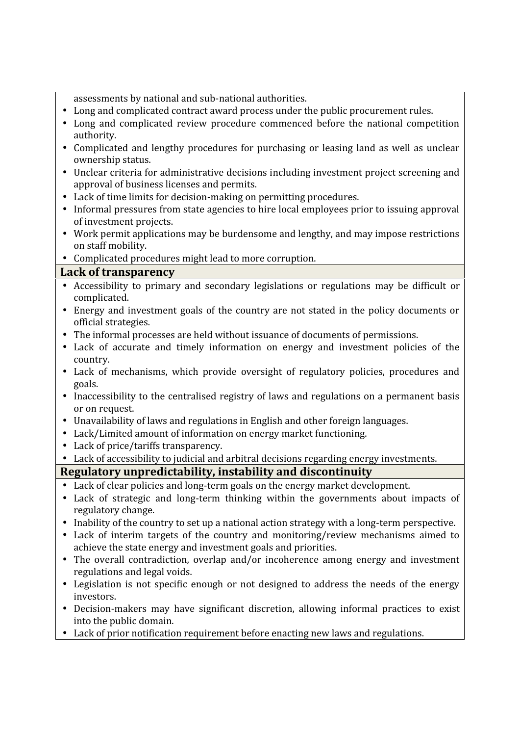assessments by national and sub-national authorities.

- Long and complicated contract award process under the public procurement rules.
- Long and complicated review procedure commenced before the national competition authority.
- Complicated and lengthy procedures for purchasing or leasing land as well as unclear ownership status.
- Unclear criteria for administrative decisions including investment project screening and approval of business licenses and permits.
- Lack of time limits for decision-making on permitting procedures.
- Informal pressures from state agencies to hire local employees prior to issuing approval of investment projects.
- Work permit applications may be burdensome and lengthy, and may impose restrictions on staff mobility.
- Complicated procedures might lead to more corruption.

**Lack of transparency**

- Accessibility to primary and secondary legislations or regulations may be difficult or complicated.
- Energy and investment goals of the country are not stated in the policy documents or official strategies.
- The informal processes are held without issuance of documents of permissions.
- Lack of accurate and timely information on energy and investment policies of the country.
- Lack of mechanisms, which provide oversight of regulatory policies, procedures and goals.
- Inaccessibility to the centralised registry of laws and regulations on a permanent basis or on request.
- Unavailability of laws and regulations in English and other foreign languages.
- Lack/Limited amount of information on energy market functioning.
- Lack of price/tariffs transparency.
- Lack of accessibility to judicial and arbitral decisions regarding energy investments.

**Regulatory unpredictability, instability and discontinuity**

- Lack of clear policies and long-term goals on the energy market development.
- Lack of strategic and long-term thinking within the governments about impacts of regulatory change.
- Inability of the country to set up a national action strategy with a long-term perspective.
- Lack of interim targets of the country and monitoring/review mechanisms aimed to achieve the state energy and investment goals and priorities.
- The overall contradiction, overlap and/or incoherence among energy and investment regulations and legal voids.
- Legislation is not specific enough or not designed to address the needs of the energy investors.
- Decision-makers may have significant discretion, allowing informal practices to exist into the public domain.
- Lack of prior notification requirement before enacting new laws and regulations.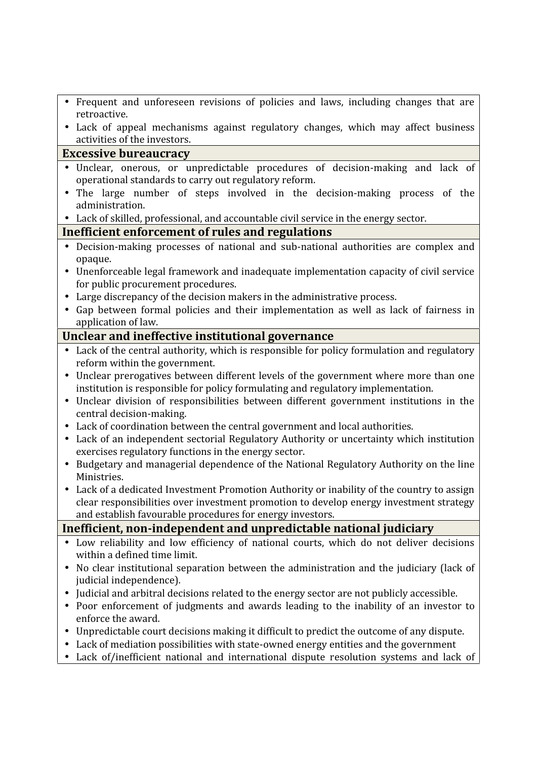- Frequent and unforeseen revisions of policies and laws, including changes that are retroactive.
- Lack of appeal mechanisms against regulatory changes, which may affect business activities of the investors.

**Excessive bureaucracy**

- Unclear, onerous, or unpredictable procedures of decision-making and lack of operational standards to carry out regulatory reform.
- The large number of steps involved in the decision-making process of the administration.
- Lack of skilled, professional, and accountable civil service in the energy sector.

**Inefficient enforcement of rules and regulations**

- Decision-making processes of national and sub-national authorities are complex and opaque.
- Unenforceable legal framework and inadequate implementation capacity of civil service for public procurement procedures.
- Large discrepancy of the decision makers in the administrative process.
- Gap between formal policies and their implementation as well as lack of fairness in application of law.

**Unclear and ineffective institutional governance**

- Lack of the central authority, which is responsible for policy formulation and regulatory reform within the government.
- Unclear prerogatives between different levels of the government where more than one institution is responsible for policy formulating and regulatory implementation.
- Unclear division of responsibilities between different government institutions in the central decision-making.
- Lack of coordination between the central government and local authorities.
- Lack of an independent sectorial Regulatory Authority or uncertainty which institution exercises regulatory functions in the energy sector.
- Budgetary and managerial dependence of the National Regulatory Authority on the line Ministries.
- Lack of a dedicated Investment Promotion Authority or inability of the country to assign clear responsibilities over investment promotion to develop energy investment strategy and establish favourable procedures for energy investors.

**Inefficient, non-independent and unpredictable national judiciary**

- Low reliability and low efficiency of national courts, which do not deliver decisions within a defined time limit.
- No clear institutional separation between the administration and the judiciary (lack of judicial independence).
- Judicial and arbitral decisions related to the energy sector are not publicly accessible.
- Poor enforcement of judgments and awards leading to the inability of an investor to enforce the award.
- Unpredictable court decisions making it difficult to predict the outcome of any dispute.
- Lack of mediation possibilities with state-owned energy entities and the government
- Lack of/inefficient national and international dispute resolution systems and lack of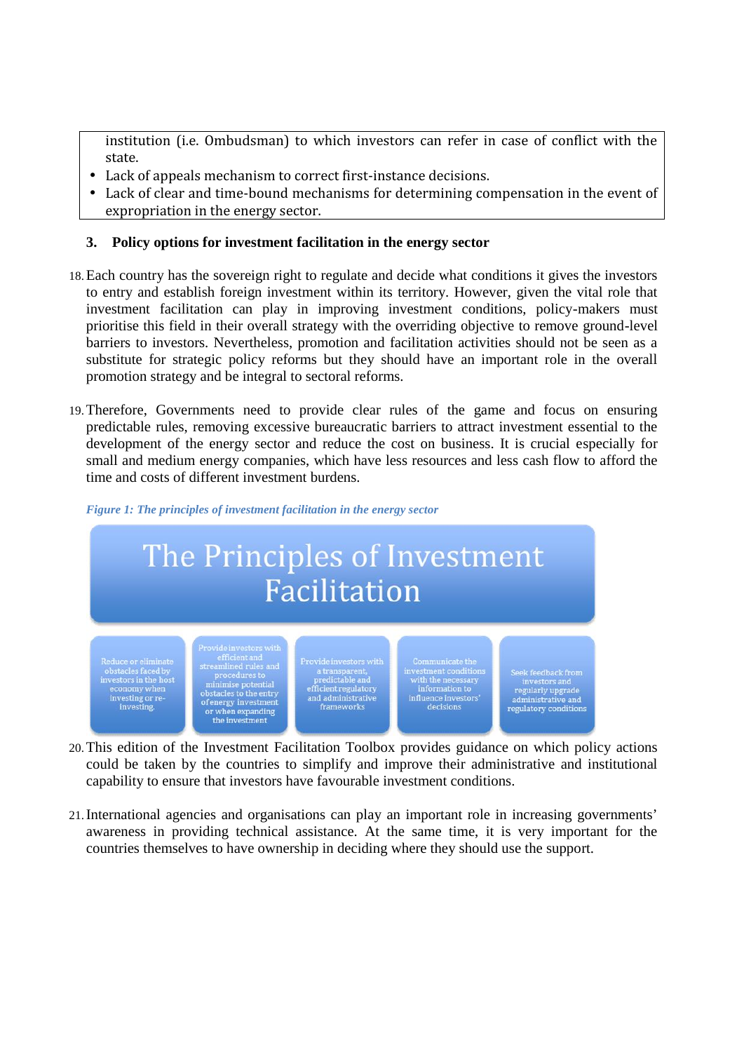institution (i.e. Ombudsman) to which investors can refer in case of conflict with the state.

- Lack of appeals mechanism to correct first-instance decisions.
- Lack of clear and time-bound mechanisms for determining compensation in the event of expropriation in the energy sector.

### 3. Policy options for investment facilitation in the energy sector

18. Each country has the sovereign right to regulate and decide what conditions it gives the investors to entry and establish foreign investment within its territory. However, given the vital role that investment facilitation can play in improving investment conditions, policy-makers must prioritise this field in their overall strategy with the overriding objective to remove ground-level barriers to investors. Nevertheless, promotion and facilitation activities should not be seen as a substitute for strategic policy reforms but they should have an important role in the overall promotion strategy and be integral to sectoral reforms.

19. Therefore, Governments need to provide clear rules of the game and focus on ensuring predictable rules, removing excessive bureaucratic barriers to attract investment essential to the development of the energy sector and reduce the cost on business. It is crucial especially for small and medium energy companies, which have less resources and less cash flow to afford the time and costs of different investment burdens.

*Figure 1: The principles of investment facilitation in the energy sector*

**The Principles of Investment Facilitation**

- Reduce or eliminate obstacles faced by investors in the host economy when investing or re-investing.
- Provide investors with efficient and streamlined rules and procedures to minimise potential obstacles to the entry of energy investment or when expanding the investment
- Provide investors with a transparent, predictable and efficient regulatory and administrative frameworks
- Communicate the investment conditions with the necessary information to influence investors' decisions
- Seek feedback from investors and regularly upgrade administrative and regulatory conditions

20. This edition of the Investment Facilitation Toolbox provides guidance on which policy actions could be taken by the countries to simplify and improve their administrative and institutional capability to ensure that investors have favourable investment conditions.

21. International agencies and organisations can play an important role in increasing governments' awareness in providing technical assistance. At the same time, it is very important for the countries themselves to have ownership in deciding where they should use the support.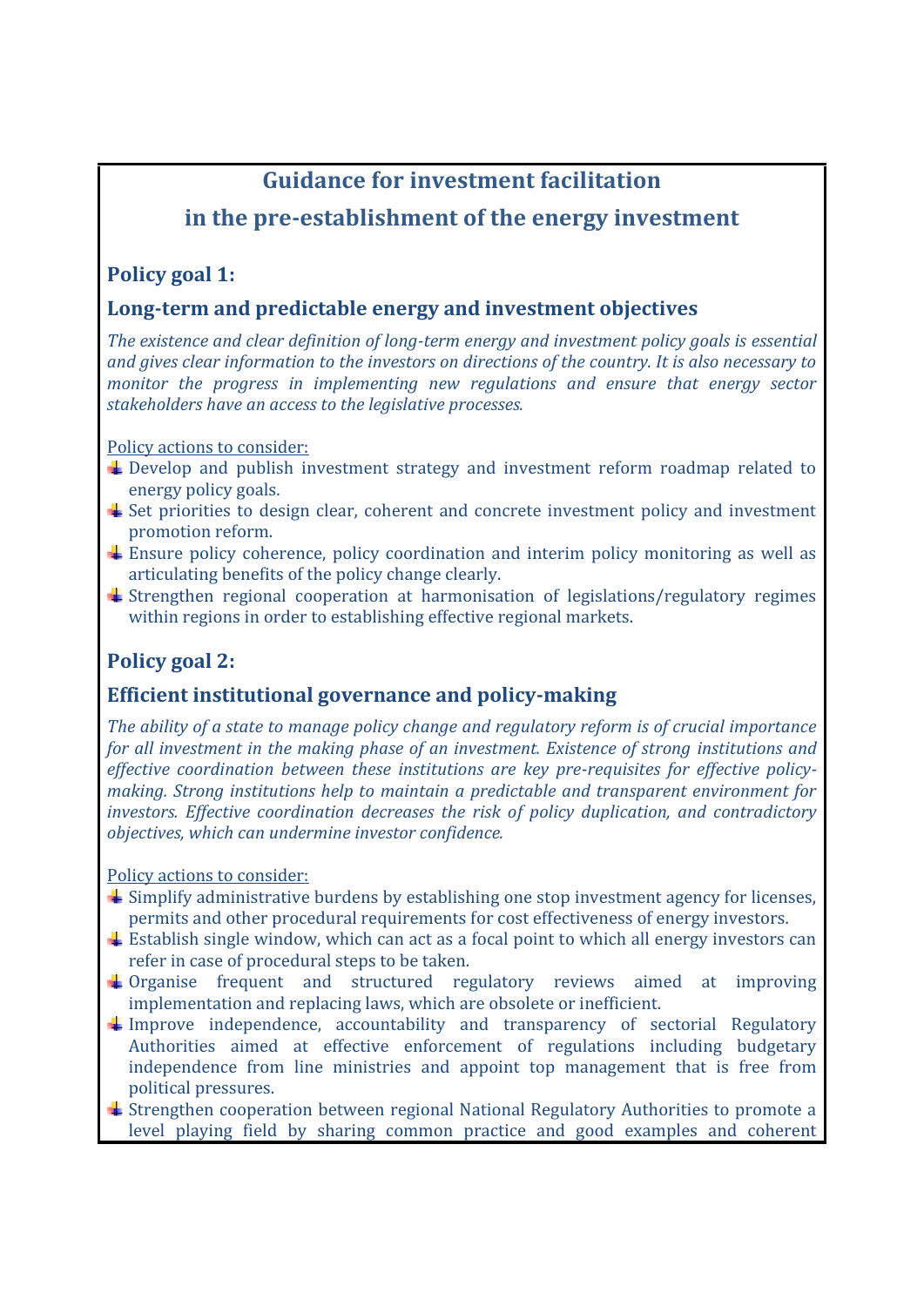## Guidance for investment facilitation in the pre-establishment of the energy investment

### Policy goal 1:

### Long-term and predictable energy and investment objectives

*The existence and clear definition of long-term energy and investment policy goals is essential and gives clear information to the investors on directions of the country. It is also necessary to monitor the progress in implementing new regulations and ensure that energy sector stakeholders have an access to the legislative processes.*

Policy actions to consider:

- Develop and publish investment strategy and investment reform roadmap related to energy policy goals.
- Set priorities to design clear, coherent and concrete investment policy and investment promotion reform.
- Ensure policy coherence, policy coordination and interim policy monitoring as well as articulating benefits of the policy change clearly.
- Strengthen regional cooperation at harmonisation of legislations/regulatory regimes within regions in order to establishing effective regional markets.

### Policy goal 2:

### Efficient institutional governance and policy-making

*The ability of a state to manage policy change and regulatory reform is of crucial importance for all investment in the making phase of an investment. Existence of strong institutions and effective coordination between these institutions are key pre-requisites for effective policy-making. Strong institutions help to maintain a predictable and transparent environment for investors. Effective coordination decreases the risk of policy duplication, and contradictory objectives, which can undermine investor confidence.*

Policy actions to consider:

- Simplify administrative burdens by establishing one stop investment agency for licenses, permits and other procedural requirements for cost effectiveness of energy investors.
- Establish single window, which can act as a focal point to which all energy investors can refer in case of procedural steps to be taken.
- Organise frequent and structured regulatory reviews aimed at improving implementation and replacing laws, which are obsolete or inefficient.
- Improve independence, accountability and transparency of sectorial Regulatory Authorities aimed at effective enforcement of regulations including budgetary independence from line ministries and appoint top management that is free from political pressures.
- Strengthen cooperation between regional National Regulatory Authorities to promote a level playing field by sharing common practice and good examples and coherent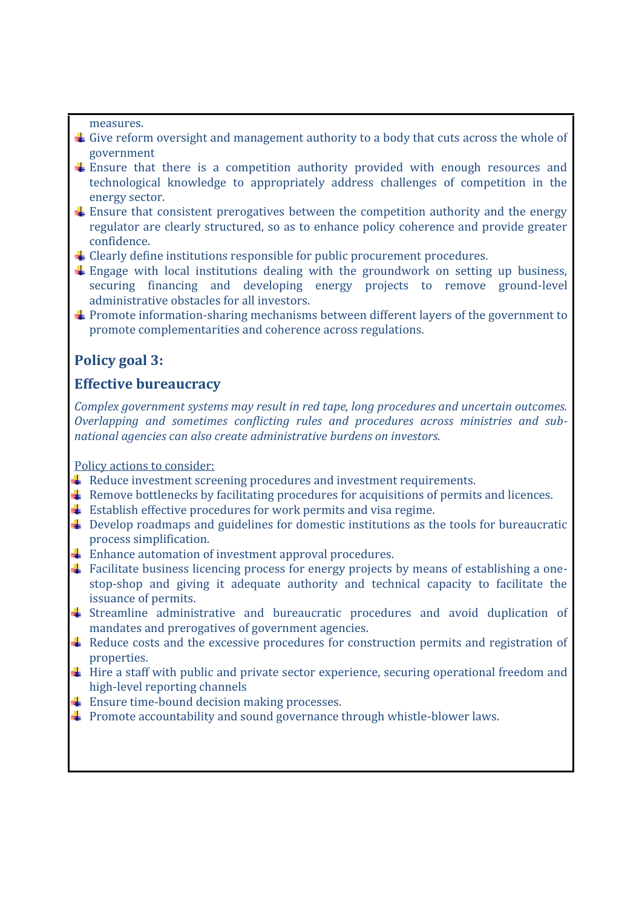measures.

- Give reform oversight and management authority to a body that cuts across the whole of government
- Ensure that there is a competition authority provided with enough resources and technological knowledge to appropriately address challenges of competition in the energy sector.
- Ensure that consistent prerogatives between the competition authority and the energy regulator are clearly structured, so as to enhance policy coherence and provide greater confidence.
- Clearly define institutions responsible for public procurement procedures.
- Engage with local institutions dealing with the groundwork on setting up business, securing financing and developing energy projects to remove ground-level administrative obstacles for all investors.
- Promote information-sharing mechanisms between different layers of the government to promote complementarities and coherence across regulations.

### Policy goal 3:

### Effective bureaucracy

*Complex government systems may result in red tape, long procedures and uncertain outcomes. Overlapping and sometimes conflicting rules and procedures across ministries and sub-national agencies can also create administrative burdens on investors.*

Policy actions to consider:

- Reduce investment screening procedures and investment requirements.
- Remove bottlenecks by facilitating procedures for acquisitions of permits and licences.
- Establish effective procedures for work permits and visa regime.
- Develop roadmaps and guidelines for domestic institutions as the tools for bureaucratic process simplification.
- Enhance automation of investment approval procedures.
- Facilitate business licencing process for energy projects by means of establishing a one-stop-shop and giving it adequate authority and technical capacity to facilitate the issuance of permits.
- Streamline administrative and bureaucratic procedures and avoid duplication of mandates and prerogatives of government agencies.
- Reduce costs and the excessive procedures for construction permits and registration of properties.
- Hire a staff with public and private sector experience, securing operational freedom and high-level reporting channels
- Ensure time-bound decision making processes.
- Promote accountability and sound governance through whistle-blower laws.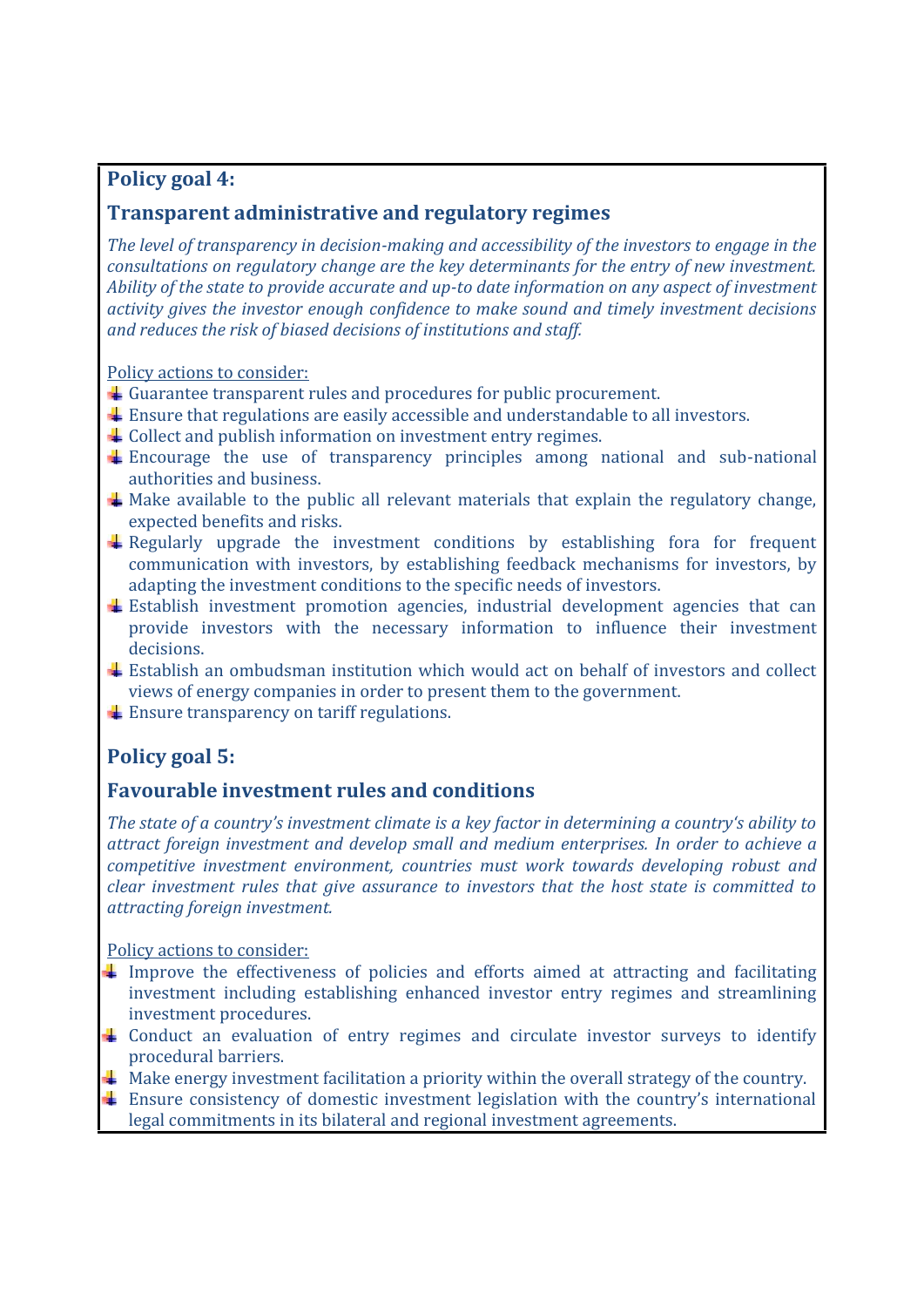**Policy goal 4:**

## Transparent administrative and regulatory regimes

*The level of transparency in decision-making and accessibility of the investors to engage in the consultations on regulatory change are the key determinants for the entry of new investment. Ability of the state to provide accurate and up-to date information on any aspect of investment activity gives the investor enough confidence to make sound and timely investment decisions and reduces the risk of biased decisions of institutions and staff.*

<u>Policy actions to consider:</u>

- Guarantee transparent rules and procedures for public procurement.
- Ensure that regulations are easily accessible and understandable to all investors.
- Collect and publish information on investment entry regimes.
- Encourage the use of transparency principles among national and sub-national authorities and business.
- Make available to the public all relevant materials that explain the regulatory change, expected benefits and risks.
- Regularly upgrade the investment conditions by establishing fora for frequent communication with investors, by establishing feedback mechanisms for investors, by adapting the investment conditions to the specific needs of investors.
- Establish investment promotion agencies, industrial development agencies that can provide investors with the necessary information to influence their investment decisions.
- Establish an ombudsman institution which would act on behalf of investors and collect views of energy companies in order to present them to the government.
- Ensure transparency on tariff regulations.

**Policy goal 5:**

## Favourable investment rules and conditions

*The state of a country's investment climate is a key factor in determining a country's ability to attract foreign investment and develop small and medium enterprises. In order to achieve a competitive investment environment, countries must work towards developing robust and clear investment rules that give assurance to investors that the host state is committed to attracting foreign investment.*

<u>Policy actions to consider:</u>

- Improve the effectiveness of policies and efforts aimed at attracting and facilitating investment including establishing enhanced investor entry regimes and streamlining investment procedures.
- Conduct an evaluation of entry regimes and circulate investor surveys to identify procedural barriers.
- Make energy investment facilitation a priority within the overall strategy of the country.
- Ensure consistency of domestic investment legislation with the country's international legal commitments in its bilateral and regional investment agreements.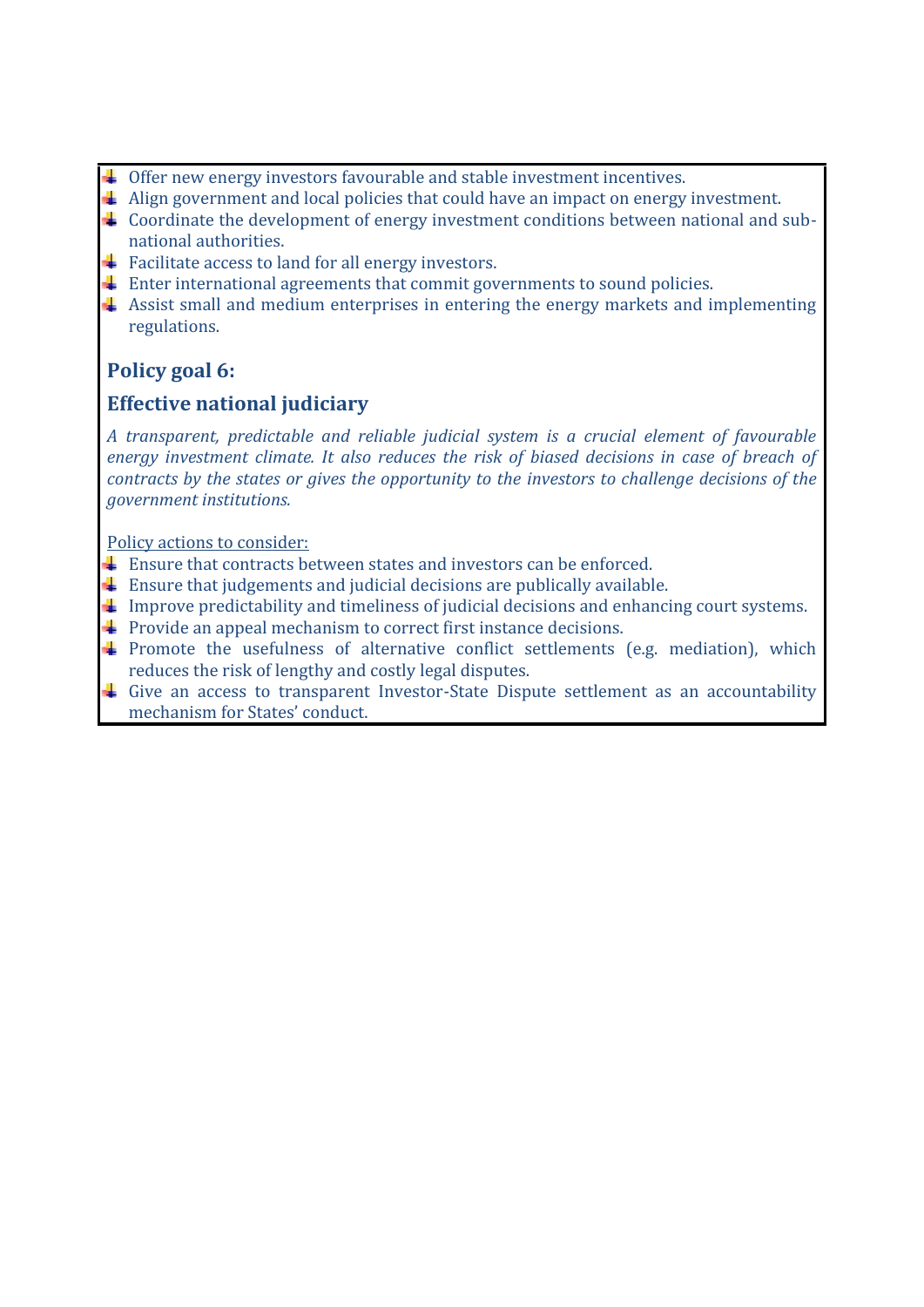- Offer new energy investors favourable and stable investment incentives.
- Align government and local policies that could have an impact on energy investment.
- Coordinate the development of energy investment conditions between national and sub-national authorities.
- Facilitate access to land for all energy investors.
- Enter international agreements that commit governments to sound policies.
- Assist small and medium enterprises in entering the energy markets and implementing regulations.

## Policy goal 6:

## Effective national judiciary

*A transparent, predictable and reliable judicial system is a crucial element of favourable energy investment climate. It also reduces the risk of biased decisions in case of breach of contracts by the states or gives the opportunity to the investors to challenge decisions of the government institutions.*

Policy actions to consider:

- Ensure that contracts between states and investors can be enforced.
- Ensure that judgements and judicial decisions are publically available.
- Improve predictability and timeliness of judicial decisions and enhancing court systems.
- Provide an appeal mechanism to correct first instance decisions.
- Promote the usefulness of alternative conflict settlements (e.g. mediation), which reduces the risk of lengthy and costly legal disputes.
- Give an access to transparent Investor-State Dispute settlement as an accountability mechanism for States' conduct.